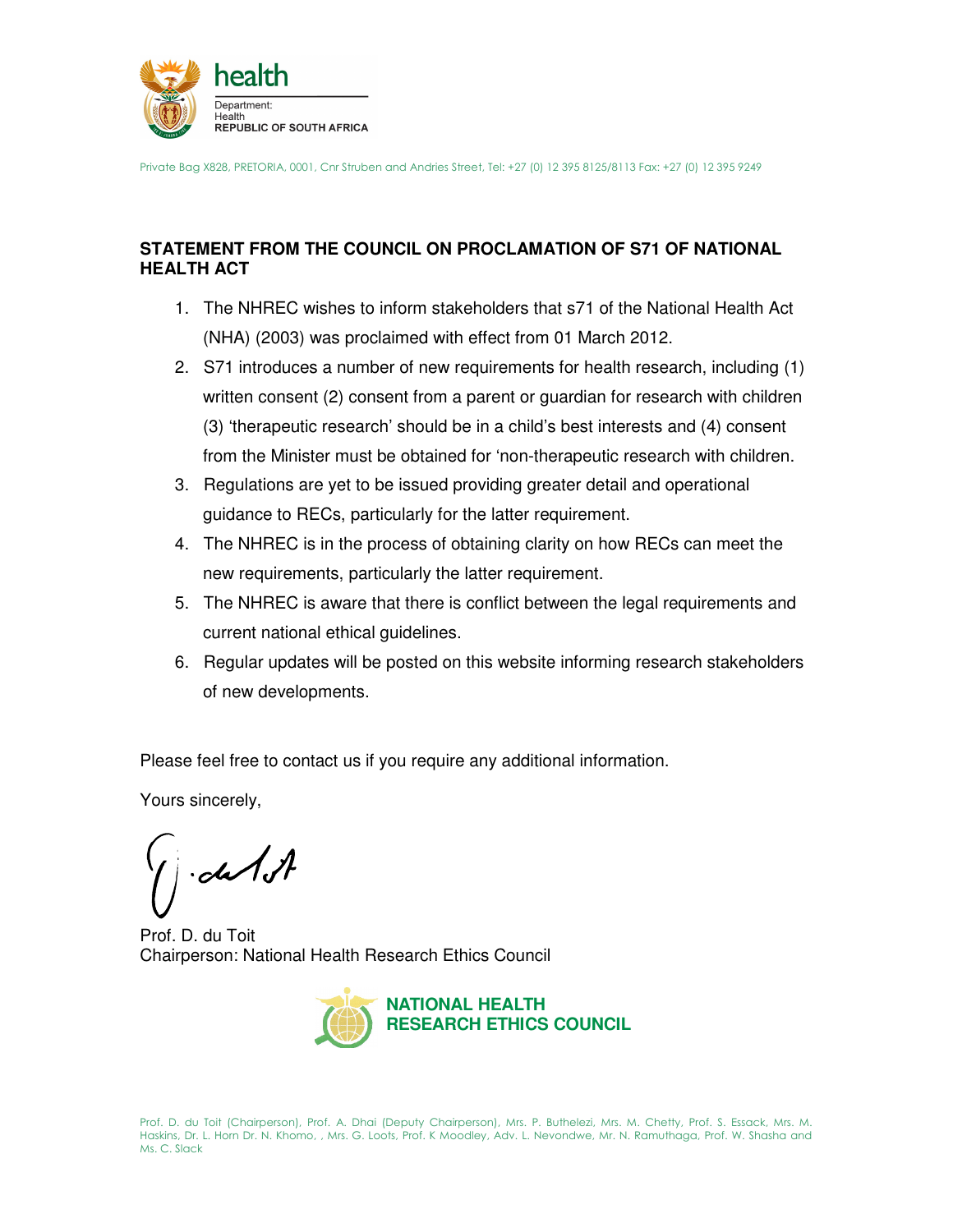health

Department:
Health
REPUBLIC OF SOUTH AFRICA

Private Bag X828, PRETORIA, 0001, Cnr Struben and Andries Street, Tel: +27 (0) 12 395 8125/8113 Fax: +27 (0) 12 395 9249

**STATEMENT FROM THE COUNCIL ON PROCLAMATION OF S71 OF NATIONAL HEALTH ACT**

1. The NHREC wishes to inform stakeholders that s71 of the National Health Act (NHA) (2003) was proclaimed with effect from 01 March 2012.
2. S71 introduces a number of new requirements for health research, including (1) written consent (2) consent from a parent or guardian for research with children (3) 'therapeutic research' should be in a child's best interests and (4) consent from the Minister must be obtained for 'non-therapeutic research with children.
3. Regulations are yet to be issued providing greater detail and operational guidance to RECs, particularly for the latter requirement.
4. The NHREC is in the process of obtaining clarity on how RECs can meet the new requirements, particularly the latter requirement.
5. The NHREC is aware that there is conflict between the legal requirements and current national ethical guidelines.
6. Regular updates will be posted on this website informing research stakeholders of new developments.

Please feel free to contact us if you require any additional information.

Yours sincerely,

Prof. D. du Toit
Chairperson: National Health Research Ethics Council

**NATIONAL HEALTH RESEARCH ETHICS COUNCIL**

Prof. D. du Toit (Chairperson), Prof. A. Dhai (Deputy Chairperson), Mrs. P. Buthelezi, Mrs. M. Chetty, Prof. S. Essack, Mrs. M. Haskins, Dr. L. Horn Dr. N. Khomo, , Mrs. G. Loots, Prof. K Moodley, Adv. L. Nevondwe, Mr. N. Ramuthaga, Prof. W. Shasha and Ms. C. Slack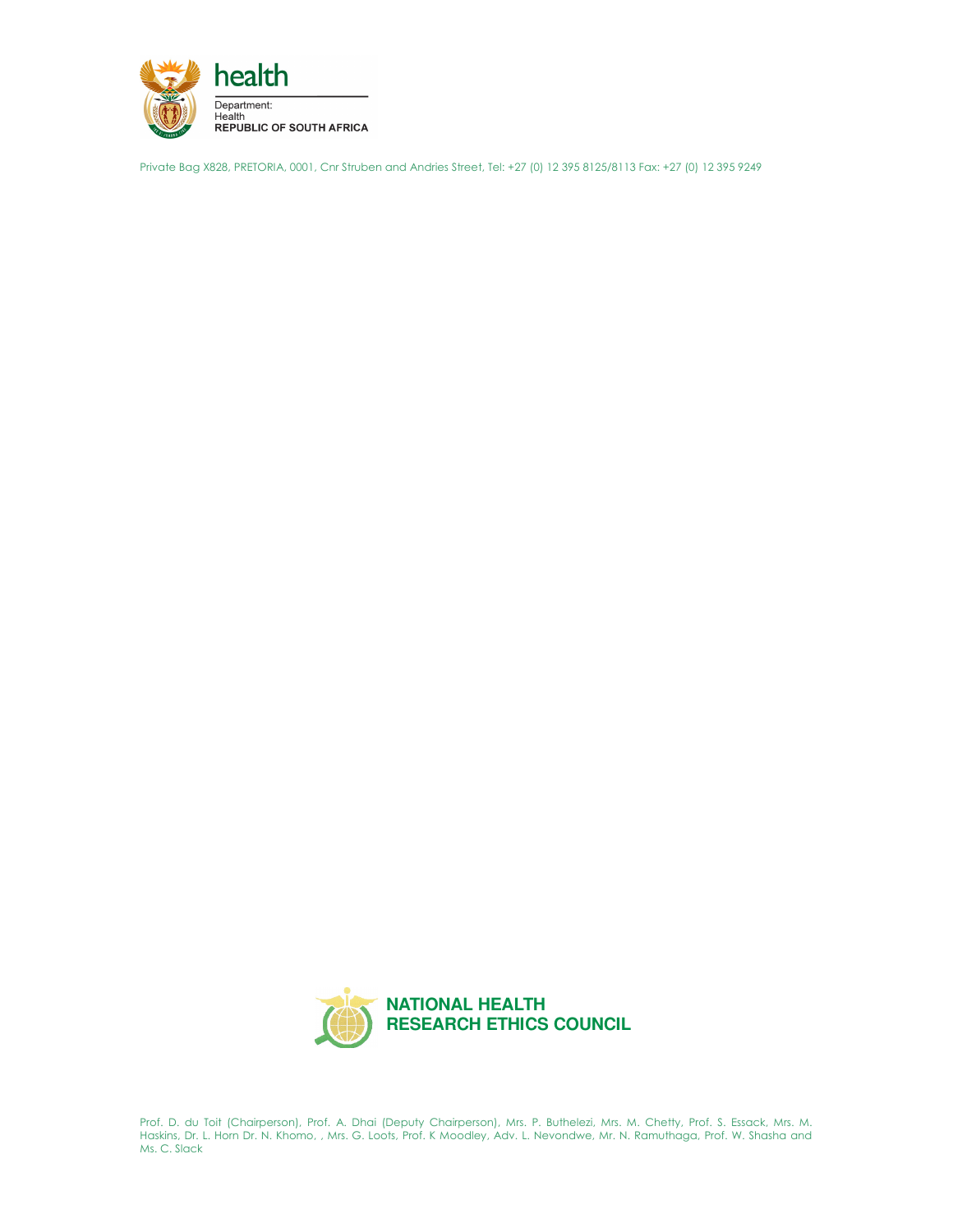health

Department:
Health
**REPUBLIC OF SOUTH AFRICA**

Private Bag X828, PRETORIA, 0001, Cnr Struben and Andries Street, Tel: +27 (0) 12 395 8125/8113 Fax: +27 (0) 12 395 9249

**NATIONAL HEALTH RESEARCH ETHICS COUNCIL**

Prof. D. du Toit (Chairperson), Prof. A. Dhai (Deputy Chairperson), Mrs. P. Buthelezi, Mrs. M. Chetty, Prof. S. Essack, Mrs. M. Haskins, Dr. L. Horn Dr. N. Khomo, , Mrs. G. Loots, Prof. K Moodley, Adv. L. Nevondwe, Mr. N. Ramuthaga, Prof. W. Shasha and Ms. C. Slack